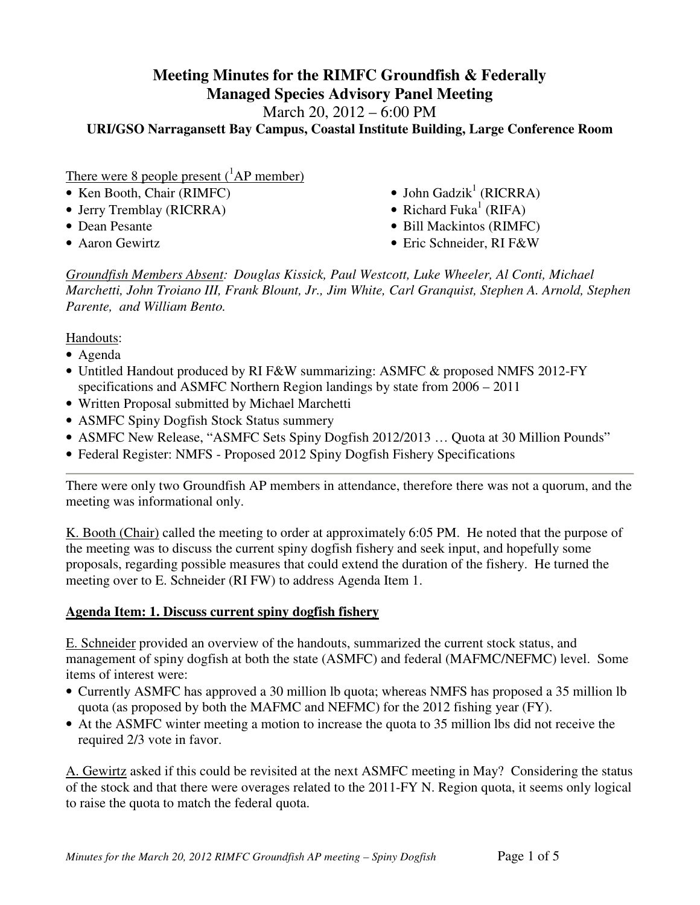# Meeting Minutes for the RIMFC Groundfish & Federally Managed Species Advisory Panel Meeting

March 20, 2012 – 6:00 PM

**URI/GSO Narragansett Bay Campus, Coastal Institute Building, Large Conference Room**

There were 8 people present ([1]AP member)

- Ken Booth, Chair (RIMFC)
- Jerry Tremblay (RICRRA)
- Dean Pesante
- Aaron Gewirtz
- John Gadzik[1] (RICRRA)
- Richard Fuka[1] (RIFA)
- Bill Mackintos (RIMFC)
- Eric Schneider, RI F&W

*Groundfish Members Absent: Douglas Kissick, Paul Westcott, Luke Wheeler, Al Conti, Michael Marchetti, John Troiano III, Frank Blount, Jr., Jim White, Carl Granquist, Stephen A. Arnold, Stephen Parente, and William Bento.*

Handouts:

- Agenda
- Untitled Handout produced by RI F&W summarizing: ASMFC & proposed NMFS 2012-FY specifications and ASMFC Northern Region landings by state from 2006 – 2011
- Written Proposal submitted by Michael Marchetti
- ASMFC Spiny Dogfish Stock Status summery
- ASMFC New Release, "ASMFC Sets Spiny Dogfish 2012/2013 … Quota at 30 Million Pounds"
- Federal Register: NMFS - Proposed 2012 Spiny Dogfish Fishery Specifications

---

There were only two Groundfish AP members in attendance, therefore there was not a quorum, and the meeting was informational only.

K. Booth (Chair) called the meeting to order at approximately 6:05 PM. He noted that the purpose of the meeting was to discuss the current spiny dogfish fishery and seek input, and hopefully some proposals, regarding possible measures that could extend the duration of the fishery. He turned the meeting over to E. Schneider (RI FW) to address Agenda Item 1.

## Agenda Item: 1. Discuss current spiny dogfish fishery

E. Schneider provided an overview of the handouts, summarized the current stock status, and management of spiny dogfish at both the state (ASMFC) and federal (MAFMC/NEFMC) level. Some items of interest were:

- Currently ASMFC has approved a 30 million lb quota; whereas NMFS has proposed a 35 million lb quota (as proposed by both the MAFMC and NEFMC) for the 2012 fishing year (FY).
- At the ASMFC winter meeting a motion to increase the quota to 35 million lbs did not receive the required 2/3 vote in favor.

A. Gewirtz asked if this could be revisited at the next ASMFC meeting in May? Considering the status of the stock and that there were overages related to the 2011-FY N. Region quota, it seems only logical to raise the quota to match the federal quota.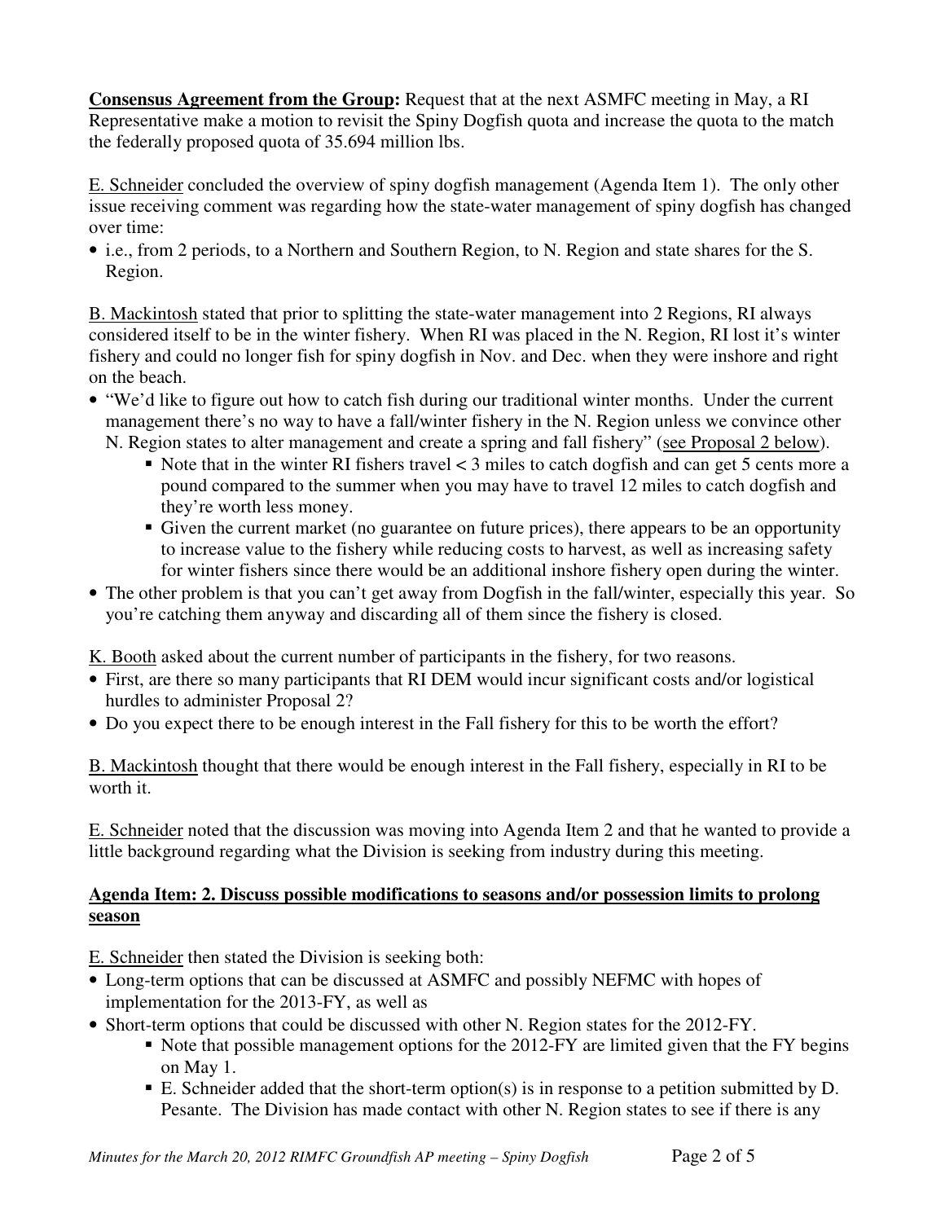**Consensus Agreement from the Group:** Request that at the next ASMFC meeting in May, a RI Representative make a motion to revisit the Spiny Dogfish quota and increase the quota to the match the federally proposed quota of 35.694 million lbs.

E. Schneider concluded the overview of spiny dogfish management (Agenda Item 1). The only other issue receiving comment was regarding how the state-water management of spiny dogfish has changed over time:

- i.e., from 2 periods, to a Northern and Southern Region, to N. Region and state shares for the S. Region.

B. Mackintosh stated that prior to splitting the state-water management into 2 Regions, RI always considered itself to be in the winter fishery. When RI was placed in the N. Region, RI lost it's winter fishery and could no longer fish for spiny dogfish in Nov. and Dec. when they were inshore and right on the beach.

- "We'd like to figure out how to catch fish during our traditional winter months. Under the current management there's no way to have a fall/winter fishery in the N. Region unless we convince other N. Region states to alter management and create a spring and fall fishery" (see Proposal 2 below).
  - Note that in the winter RI fishers travel < 3 miles to catch dogfish and can get 5 cents more a pound compared to the summer when you may have to travel 12 miles to catch dogfish and they're worth less money.
  - Given the current market (no guarantee on future prices), there appears to be an opportunity to increase value to the fishery while reducing costs to harvest, as well as increasing safety for winter fishers since there would be an additional inshore fishery open during the winter.
- The other problem is that you can't get away from Dogfish in the fall/winter, especially this year. So you're catching them anyway and discarding all of them since the fishery is closed.

K. Booth asked about the current number of participants in the fishery, for two reasons.

- First, are there so many participants that RI DEM would incur significant costs and/or logistical hurdles to administer Proposal 2?
- Do you expect there to be enough interest in the Fall fishery for this to be worth the effort?

B. Mackintosh thought that there would be enough interest in the Fall fishery, especially in RI to be worth it.

E. Schneider noted that the discussion was moving into Agenda Item 2 and that he wanted to provide a little background regarding what the Division is seeking from industry during this meeting.

## Agenda Item: 2. Discuss possible modifications to seasons and/or possession limits to prolong season

E. Schneider then stated the Division is seeking both:

- Long-term options that can be discussed at ASMFC and possibly NEFMC with hopes of implementation for the 2013-FY, as well as
- Short-term options that could be discussed with other N. Region states for the 2012-FY.
  - Note that possible management options for the 2012-FY are limited given that the FY begins on May 1.
  - E. Schneider added that the short-term option(s) is in response to a petition submitted by D. Pesante. The Division has made contact with other N. Region states to see if there is any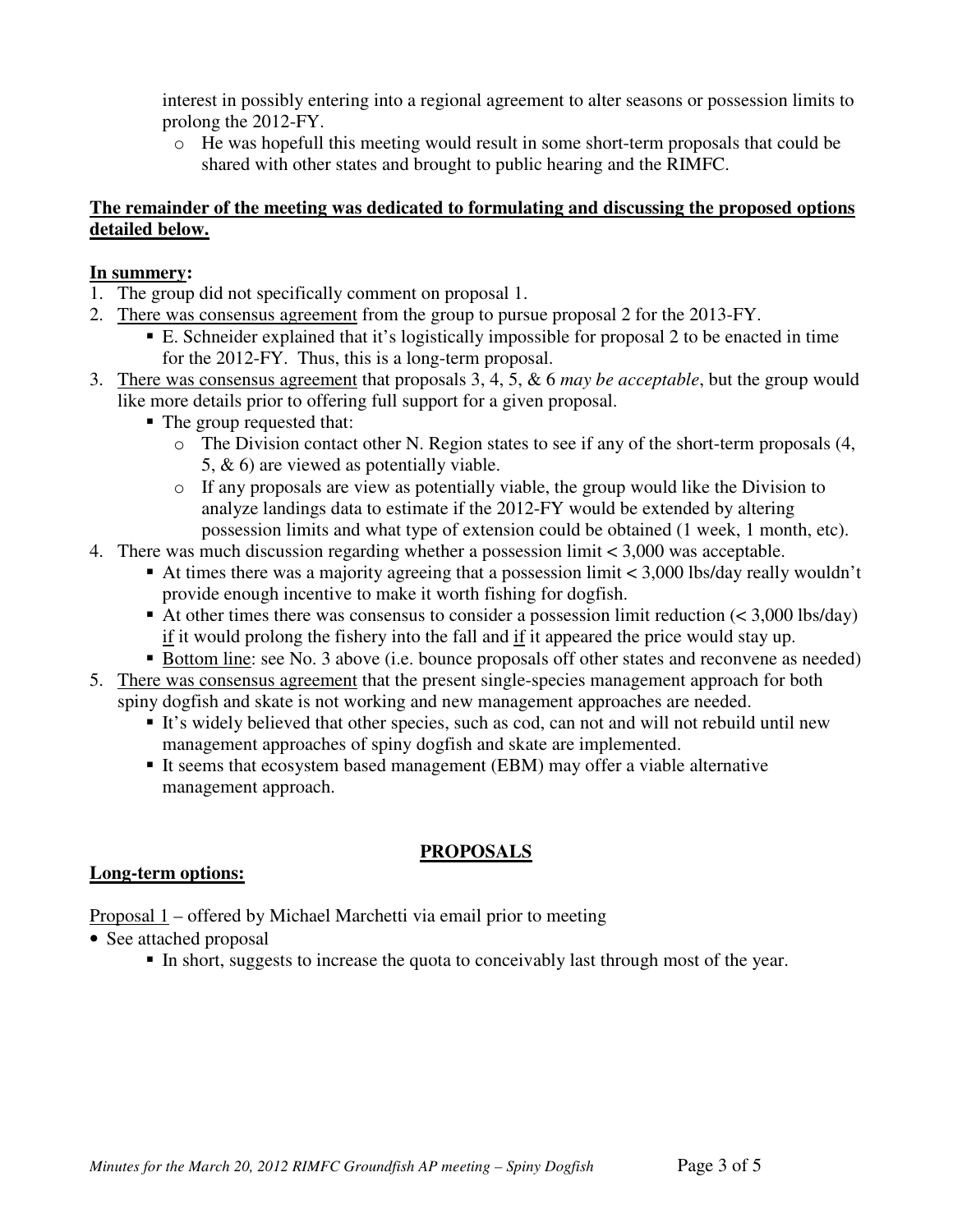interest in possibly entering into a regional agreement to alter seasons or possession limits to prolong the 2012-FY.

- He was hopefull this meeting would result in some short-term proposals that could be shared with other states and brought to public hearing and the RIMFC.

**<u>The remainder of the meeting was dedicated to formulating and discussing the proposed options detailed below.</u>**

**<u>In summery</u>:**

1. The group did not specifically comment on proposal 1.
2. <u>There was consensus agreement</u> from the group to pursue proposal 2 for the 2013-FY.
   - E. Schneider explained that it's logistically impossible for proposal 2 to be enacted in time for the 2012-FY. Thus, this is a long-term proposal.
3. <u>There was consensus agreement</u> that proposals 3, 4, 5, & 6 *may be acceptable*, but the group would like more details prior to offering full support for a given proposal.
   - The group requested that:
     - The Division contact other N. Region states to see if any of the short-term proposals (4, 5, & 6) are viewed as potentially viable.
     - If any proposals are view as potentially viable, the group would like the Division to analyze landings data to estimate if the 2012-FY would be extended by altering possession limits and what type of extension could be obtained (1 week, 1 month, etc).
4. There was much discussion regarding whether a possession limit < 3,000 was acceptable.
   - At times there was a majority agreeing that a possession limit < 3,000 lbs/day really wouldn't provide enough incentive to make it worth fishing for dogfish.
   - At other times there was consensus to consider a possession limit reduction (< 3,000 lbs/day) <u>if</u> it would prolong the fishery into the fall and <u>if</u> it appeared the price would stay up.
   - <u>Bottom line</u>: see No. 3 above (i.e. bounce proposals off other states and reconvene as needed)
5. <u>There was consensus agreement</u> that the present single-species management approach for both spiny dogfish and skate is not working and new management approaches are needed.
   - It's widely believed that other species, such as cod, can not and will not rebuild until new management approaches of spiny dogfish and skate are implemented.
   - It seems that ecosystem based management (EBM) may offer a viable alternative management approach.

## <u>PROPOSALS</u>

**<u>Long-term options:</u>**

<u>Proposal 1</u> – offered by Michael Marchetti via email prior to meeting

- See attached proposal
  - In short, suggests to increase the quota to conceivably last through most of the year.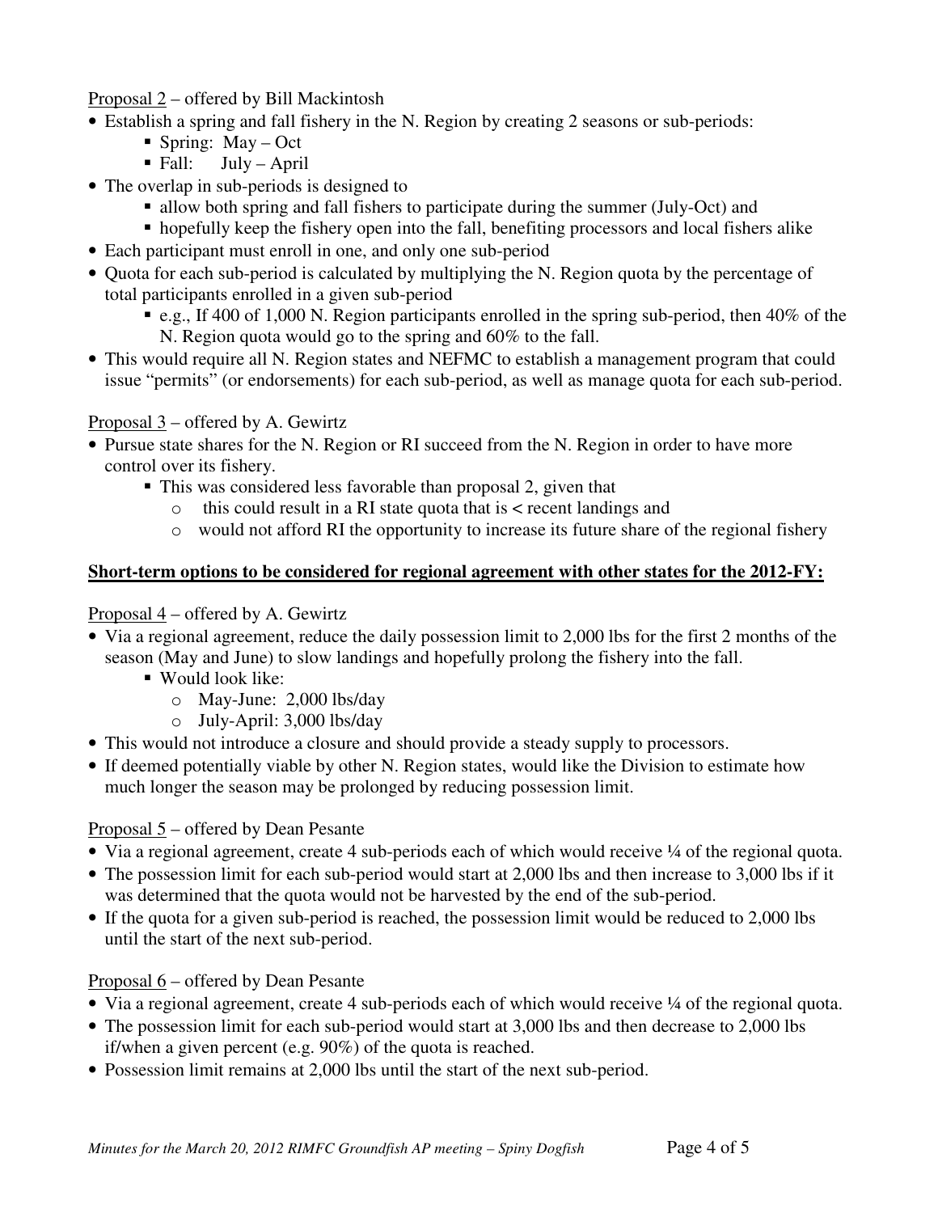<u>Proposal 2</u> – offered by Bill Mackintosh

- Establish a spring and fall fishery in the N. Region by creating 2 seasons or sub-periods:
  - Spring: May – Oct
  - Fall: July – April
- The overlap in sub-periods is designed to
  - allow both spring and fall fishers to participate during the summer (July-Oct) and
  - hopefully keep the fishery open into the fall, benefiting processors and local fishers alike
- Each participant must enroll in one, and only one sub-period
- Quota for each sub-period is calculated by multiplying the N. Region quota by the percentage of total participants enrolled in a given sub-period
  - e.g., If 400 of 1,000 N. Region participants enrolled in the spring sub-period, then 40% of the N. Region quota would go to the spring and 60% to the fall.
- This would require all N. Region states and NEFMC to establish a management program that could issue "permits" (or endorsements) for each sub-period, as well as manage quota for each sub-period.

<u>Proposal 3</u> – offered by A. Gewirtz

- Pursue state shares for the N. Region or RI succeed from the N. Region in order to have more control over its fishery.
  - This was considered less favorable than proposal 2, given that
    - this could result in a RI state quota that is < recent landings and
    - would not afford RI the opportunity to increase its future share of the regional fishery

**<u>Short-term options to be considered for regional agreement with other states for the 2012-FY:</u>**

<u>Proposal 4</u> – offered by A. Gewirtz

- Via a regional agreement, reduce the daily possession limit to 2,000 lbs for the first 2 months of the season (May and June) to slow landings and hopefully prolong the fishery into the fall.
  - Would look like:
    - May-June: 2,000 lbs/day
    - July-April: 3,000 lbs/day
- This would not introduce a closure and should provide a steady supply to processors.
- If deemed potentially viable by other N. Region states, would like the Division to estimate how much longer the season may be prolonged by reducing possession limit.

<u>Proposal 5</u> – offered by Dean Pesante

- Via a regional agreement, create 4 sub-periods each of which would receive ¼ of the regional quota.
- The possession limit for each sub-period would start at 2,000 lbs and then increase to 3,000 lbs if it was determined that the quota would not be harvested by the end of the sub-period.
- If the quota for a given sub-period is reached, the possession limit would be reduced to 2,000 lbs until the start of the next sub-period.

<u>Proposal 6</u> – offered by Dean Pesante

- Via a regional agreement, create 4 sub-periods each of which would receive ¼ of the regional quota.
- The possession limit for each sub-period would start at 3,000 lbs and then decrease to 2,000 lbs if/when a given percent (e.g. 90%) of the quota is reached.
- Possession limit remains at 2,000 lbs until the start of the next sub-period.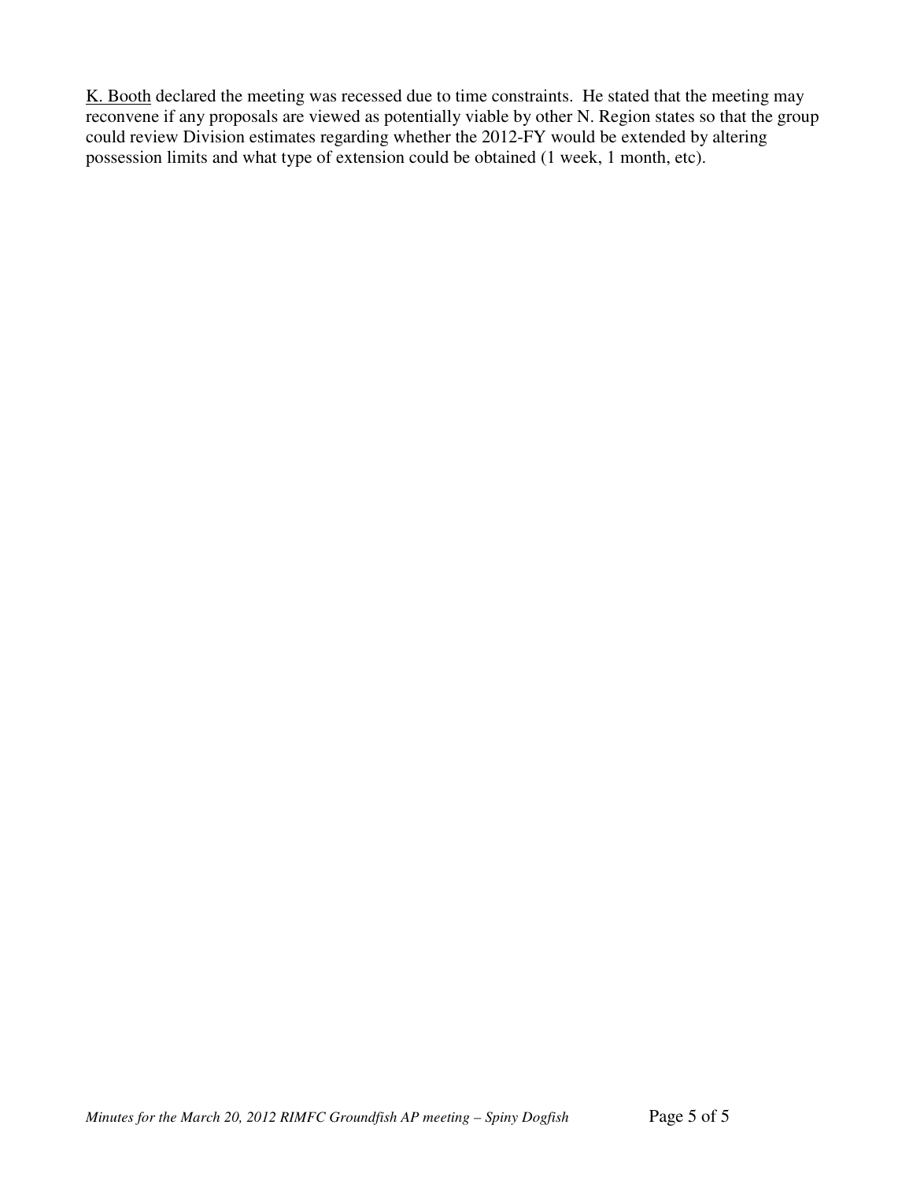K. Booth declared the meeting was recessed due to time constraints. He stated that the meeting may reconvene if any proposals are viewed as potentially viable by other N. Region states so that the group could review Division estimates regarding whether the 2012-FY would be extended by altering possession limits and what type of extension could be obtained (1 week, 1 month, etc).